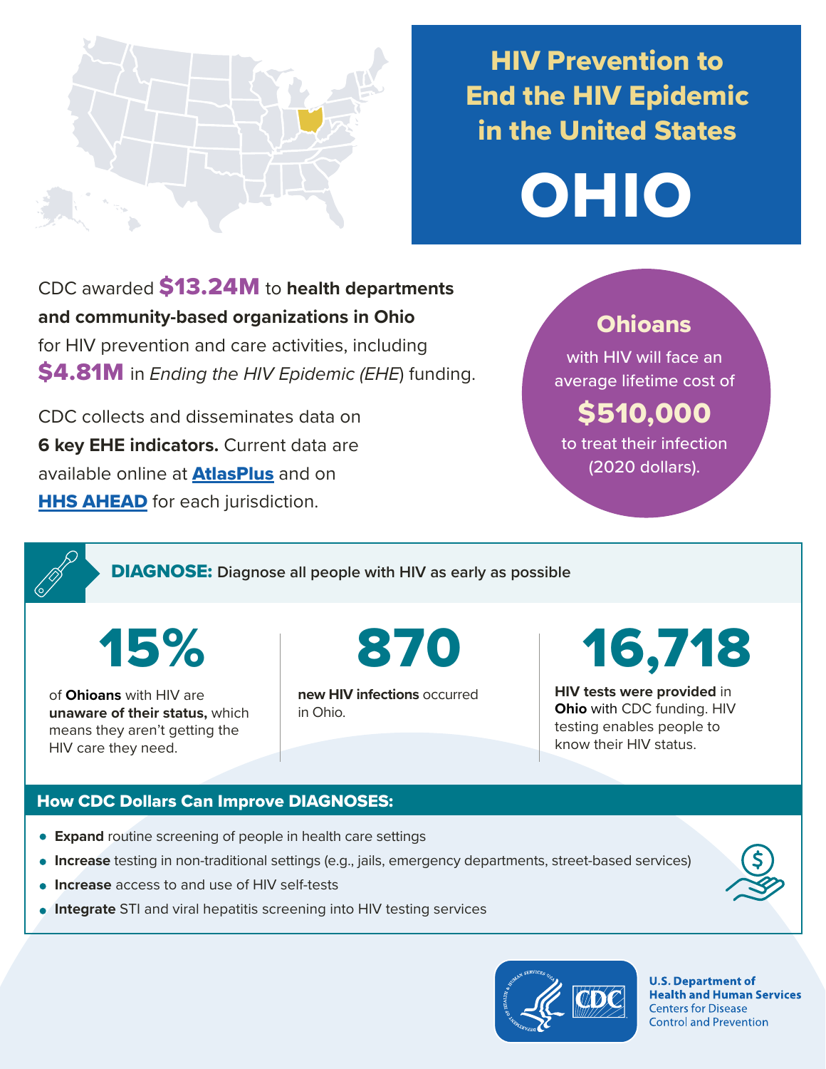# HIV Prevention to End the HIV Epidemic in the United States

# OHIO

CDC awarded **$13.24M** to **health departments and community-based organizations in Ohio** for HIV prevention and care activities, including **$4.81M** in *Ending the HIV Epidemic (EHE*) funding.

CDC collects and disseminates data on **6 key EHE indicators.** Current data are available online at **AtlasPlus** and on **HHS AHEAD** for each jurisdiction.

**Ohioans** with HIV will face an average lifetime cost of **$510,000** to treat their infection (2020 dollars).

## DIAGNOSE: Diagnose all people with HIV as early as possible

**15%** of **Ohioans** with HIV are **unaware of their status,** which means they aren't getting the HIV care they need.

**870** **new HIV infections** occurred in Ohio.

**16,718** **HIV tests were provided** in **Ohio** with CDC funding. HIV testing enables people to know their HIV status.

### How CDC Dollars Can Improve DIAGNOSES:

- **Expand** routine screening of people in health care settings
- **Increase** testing in non-traditional settings (e.g., jails, emergency departments, street-based services)
- **Increase** access to and use of HIV self-tests
- **Integrate** STI and viral hepatitis screening into HIV testing services

U.S. Department of Health and Human Services
Centers for Disease Control and Prevention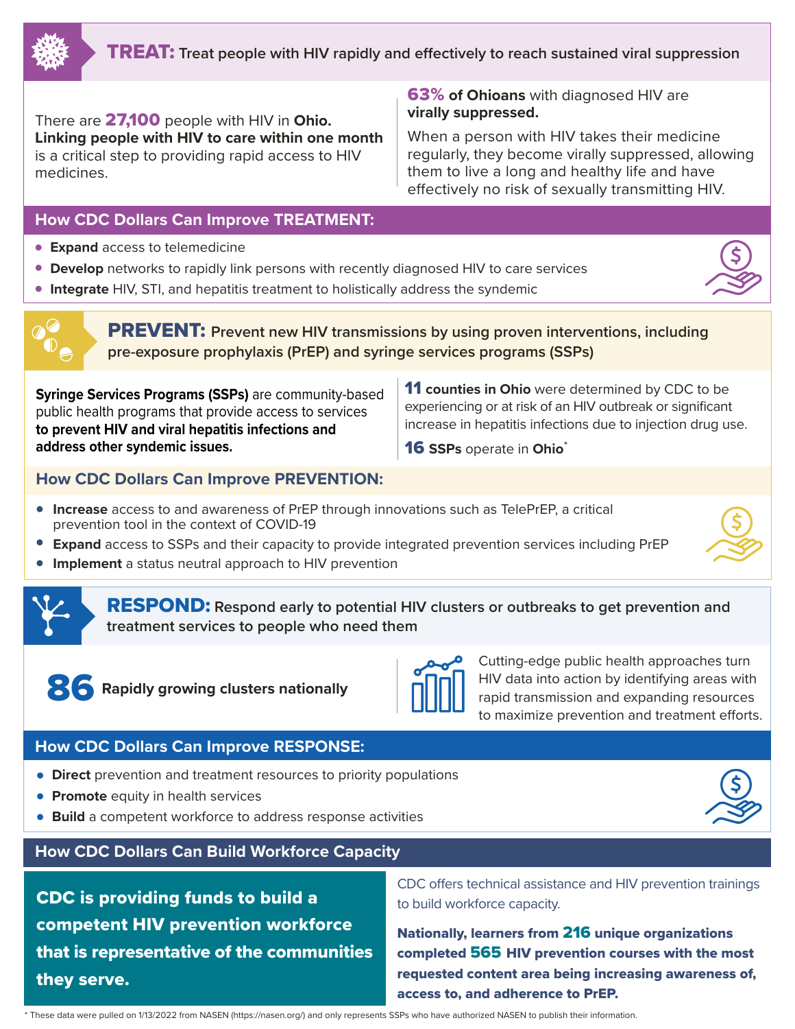## **TREAT:** Treat people with HIV rapidly and effectively to reach sustained viral suppression

There are **27,100** people with HIV in **Ohio. Linking people with HIV to care within one month** is a critical step to providing rapid access to HIV medicines.

**63% of Ohioans** with diagnosed HIV are **virally suppressed.**

When a person with HIV takes their medicine regularly, they become virally suppressed, allowing them to live a long and healthy life and have effectively no risk of sexually transmitting HIV.

### How CDC Dollars Can Improve TREATMENT:

- **Expand** access to telemedicine
- **Develop** networks to rapidly link persons with recently diagnosed HIV to care services
- **Integrate** HIV, STI, and hepatitis treatment to holistically address the syndemic

## **PREVENT:** Prevent new HIV transmissions by using proven interventions, including pre-exposure prophylaxis (PrEP) and syringe services programs (SSPs)

**Syringe Services Programs (SSPs)** are community-based public health programs that provide access to services **to prevent HIV and viral hepatitis infections and address other syndemic issues.**

**11 counties in Ohio** were determined by CDC to be experiencing or at risk of an HIV outbreak or significant increase in hepatitis infections due to injection drug use.

**16 SSPs** operate in **Ohio***

### How CDC Dollars Can Improve PREVENTION:

- **Increase** access to and awareness of PrEP through innovations such as TelePrEP, a critical prevention tool in the context of COVID-19
- **Expand** access to SSPs and their capacity to provide integrated prevention services including PrEP
- **Implement** a status neutral approach to HIV prevention

## **RESPOND:** Respond early to potential HIV clusters or outbreaks to get prevention and treatment services to people who need them

**86** **Rapidly growing clusters nationally**

Cutting-edge public health approaches turn HIV data into action by identifying areas with rapid transmission and expanding resources to maximize prevention and treatment efforts.

### How CDC Dollars Can Improve RESPONSE:

- **Direct** prevention and treatment resources to priority populations
- **Promote** equity in health services
- **Build** a competent workforce to address response activities

### How CDC Dollars Can Build Workforce Capacity

**CDC is providing funds to build a competent HIV prevention workforce that is representative of the communities they serve.**

CDC offers technical assistance and HIV prevention trainings to build workforce capacity.

**Nationally, learners from 216 unique organizations completed 565 HIV prevention courses with the most requested content area being increasing awareness of, access to, and adherence to PrEP.**

* These data were pulled on 1/13/2022 from NASEN (https://nasen.org/) and only represents SSPs who have authorized NASEN to publish their information.